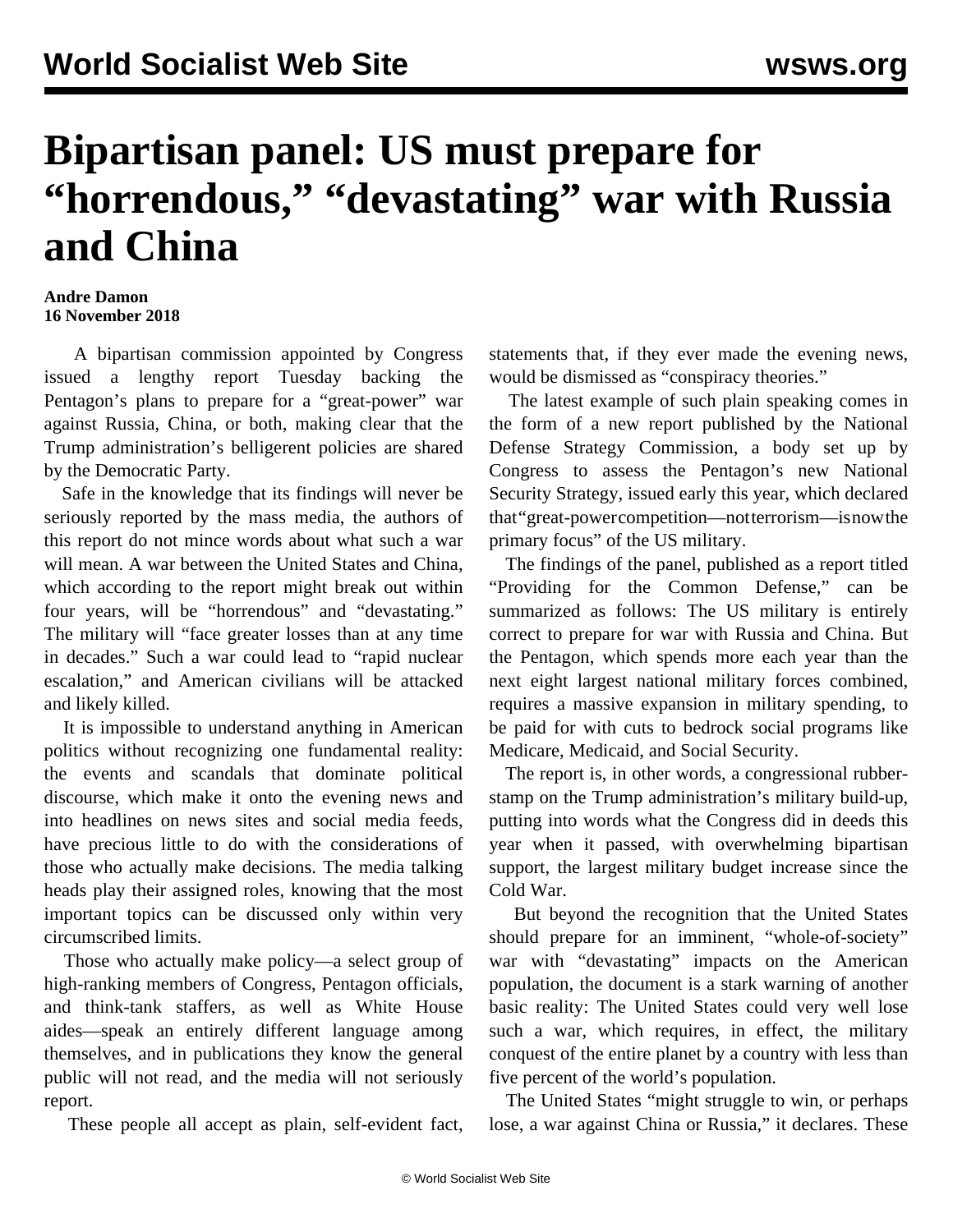# Bipartisan panel: US must prepare for "horrendous," "devastating" war with Russia and China

**Andre Damon**
**16 November 2018**

A bipartisan commission appointed by Congress issued a lengthy report Tuesday backing the Pentagon's plans to prepare for a "great-power" war against Russia, China, or both, making clear that the Trump administration's belligerent policies are shared by the Democratic Party.

Safe in the knowledge that its findings will never be seriously reported by the mass media, the authors of this report do not mince words about what such a war will mean. A war between the United States and China, which according to the report might break out within four years, will be "horrendous" and "devastating." The military will "face greater losses than at any time in decades." Such a war could lead to "rapid nuclear escalation," and American civilians will be attacked and likely killed.

It is impossible to understand anything in American politics without recognizing one fundamental reality: the events and scandals that dominate political discourse, which make it onto the evening news and into headlines on news sites and social media feeds, have precious little to do with the considerations of those who actually make decisions. The media talking heads play their assigned roles, knowing that the most important topics can be discussed only within very circumscribed limits.

Those who actually make policy—a select group of high-ranking members of Congress, Pentagon officials, and think-tank staffers, as well as White House aides—speak an entirely different language among themselves, and in publications they know the general public will not read, and the media will not seriously report.

These people all accept as plain, self-evident fact, statements that, if they ever made the evening news, would be dismissed as "conspiracy theories."

The latest example of such plain speaking comes in the form of a new report published by the National Defense Strategy Commission, a body set up by Congress to assess the Pentagon's new National Security Strategy, issued early this year, which declared that "great-power competition—not terrorism—is now the primary focus" of the US military.

The findings of the panel, published as a report titled "Providing for the Common Defense," can be summarized as follows: The US military is entirely correct to prepare for war with Russia and China. But the Pentagon, which spends more each year than the next eight largest national military forces combined, requires a massive expansion in military spending, to be paid for with cuts to bedrock social programs like Medicare, Medicaid, and Social Security.

The report is, in other words, a congressional rubber-stamp on the Trump administration's military build-up, putting into words what the Congress did in deeds this year when it passed, with overwhelming bipartisan support, the largest military budget increase since the Cold War.

But beyond the recognition that the United States should prepare for an imminent, "whole-of-society" war with "devastating" impacts on the American population, the document is a stark warning of another basic reality: The United States could very well lose such a war, which requires, in effect, the military conquest of the entire planet by a country with less than five percent of the world's population.

The United States "might struggle to win, or perhaps lose, a war against China or Russia," it declares. These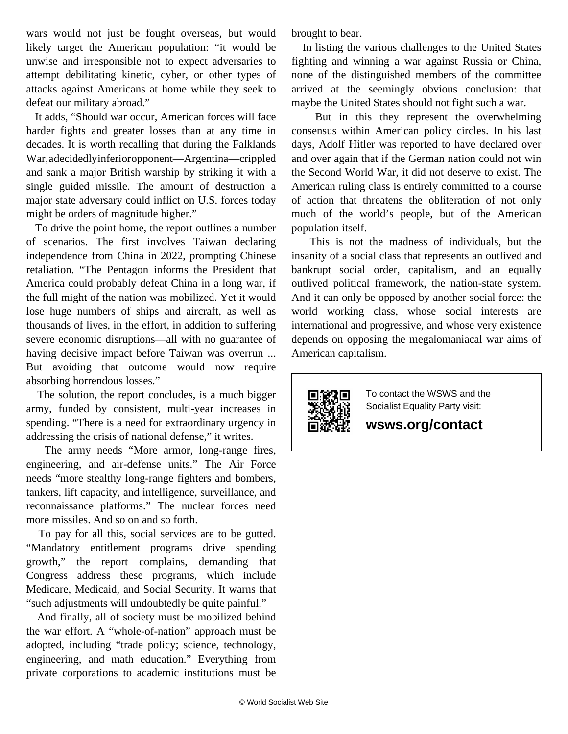wars would not just be fought overseas, but would likely target the American population: "it would be unwise and irresponsible not to expect adversaries to attempt debilitating kinetic, cyber, or other types of attacks against Americans at home while they seek to defeat our military abroad."

It adds, "Should war occur, American forces will face harder fights and greater losses than at any time in decades. It is worth recalling that during the Falklands War, a decidedly inferior opponent—Argentina—crippled and sank a major British warship by striking it with a single guided missile. The amount of destruction a major state adversary could inflict on U.S. forces today might be orders of magnitude higher."

To drive the point home, the report outlines a number of scenarios. The first involves Taiwan declaring independence from China in 2022, prompting Chinese retaliation. "The Pentagon informs the President that America could probably defeat China in a long war, if the full might of the nation was mobilized. Yet it would lose huge numbers of ships and aircraft, as well as thousands of lives, in the effort, in addition to suffering severe economic disruptions—all with no guarantee of having decisive impact before Taiwan was overrun ... But avoiding that outcome would now require absorbing horrendous losses."

The solution, the report concludes, is a much bigger army, funded by consistent, multi-year increases in spending. "There is a need for extraordinary urgency in addressing the crisis of national defense," it writes.

The army needs "More armor, long-range fires, engineering, and air-defense units." The Air Force needs "more stealthy long-range fighters and bombers, tankers, lift capacity, and intelligence, surveillance, and reconnaissance platforms." The nuclear forces need more missiles. And so on and so forth.

To pay for all this, social services are to be gutted. "Mandatory entitlement programs drive spending growth," the report complains, demanding that Congress address these programs, which include Medicare, Medicaid, and Social Security. It warns that "such adjustments will undoubtedly be quite painful."

And finally, all of society must be mobilized behind the war effort. A "whole-of-nation" approach must be adopted, including "trade policy; science, technology, engineering, and math education." Everything from private corporations to academic institutions must be brought to bear.

In listing the various challenges to the United States fighting and winning a war against Russia or China, none of the distinguished members of the committee arrived at the seemingly obvious conclusion: that maybe the United States should not fight such a war.

But in this they represent the overwhelming consensus within American policy circles. In his last days, Adolf Hitler was reported to have declared over and over again that if the German nation could not win the Second World War, it did not deserve to exist. The American ruling class is entirely committed to a course of action that threatens the obliteration of not only much of the world's people, but of the American population itself.

This is not the madness of individuals, but the insanity of a social class that represents an outlived and bankrupt social order, capitalism, and an equally outlived political framework, the nation-state system. And it can only be opposed by another social force: the world working class, whose social interests are international and progressive, and whose very existence depends on opposing the megalomaniacal war aims of American capitalism.

To contact the WSWS and the Socialist Equality Party visit:

**wsws.org/contact**